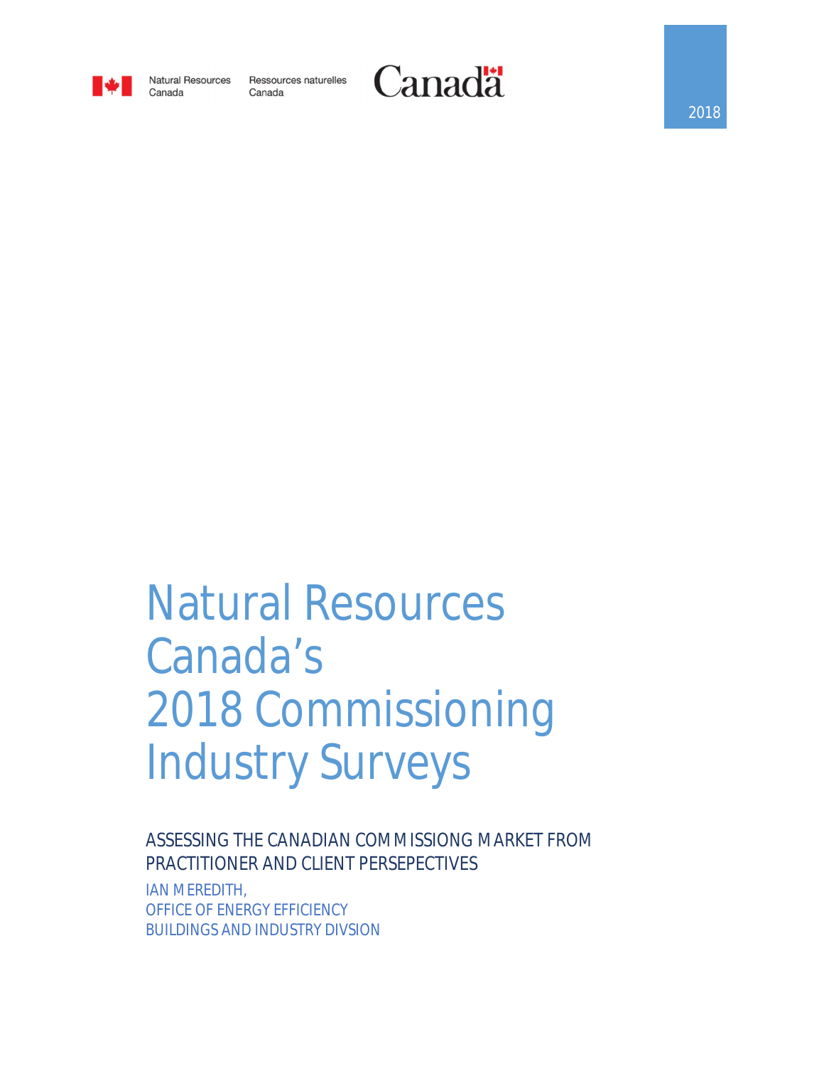Natural Resources Canada

Ressources naturelles Canada

Canada

2018

# Natural Resources Canada's 2018 Commissioning Industry Surveys

ASSESSING THE CANADIAN COMMISSIONG MARKET FROM PRACTITIONER AND CLIENT PERSEPECTIVES

IAN MEREDITH,
OFFICE OF ENERGY EFFICIENCY
BUILDINGS AND INDUSTRY DIVSION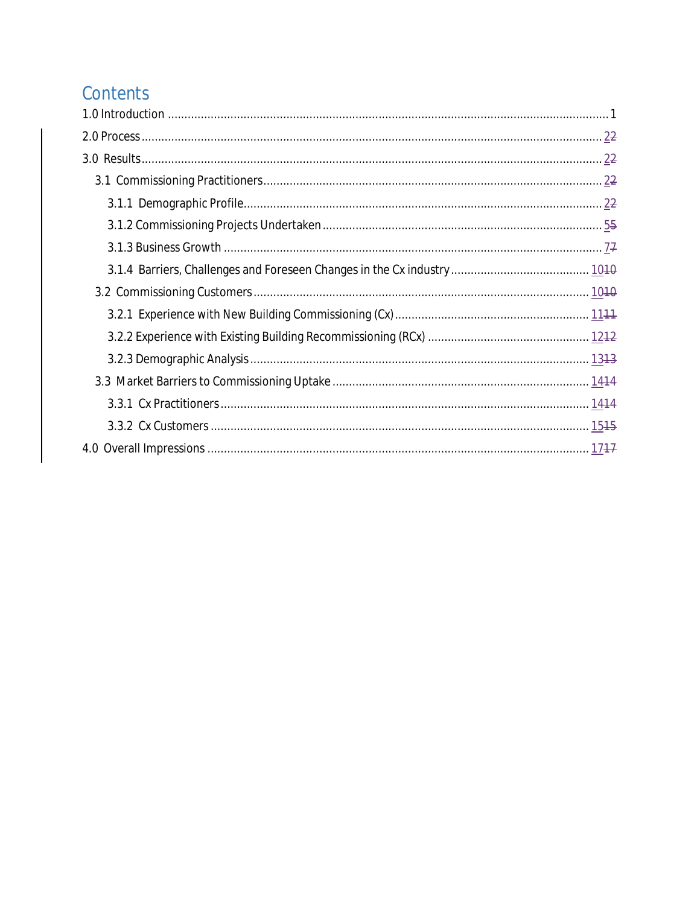# Contents

1.0 Introduction ........................................................................................................................................ 1

2.0 Process ............................................................................................................................................. 22

3.0 Results ............................................................................................................................................. 22

3.1 Commissioning Practitioners ........................................................................................................ 22

3.1.1 Demographic Profile ................................................................................................................ 22

3.1.2 Commissioning Projects Undertaken ...................................................................................... 55

3.1.3 Business Growth ...................................................................................................................... 77

3.1.4 Barriers, Challenges and Foreseen Changes in the Cx industry ............................................ 1010

3.2 Commissioning Customers ......................................................................................................... 1010

3.2.1 Experience with New Building Commissioning (Cx) ............................................................. 1111

3.2.2 Experience with Existing Building Recommissioning (RCx) .................................................. 1212

3.2.3 Demographic Analysis .......................................................................................................... 1313

3.3 Market Barriers to Commissioning Uptake ................................................................................ 1414

3.3.1 Cx Practitioners .................................................................................................................... 1414

3.3.2 Cx Customers ....................................................................................................................... 1515

4.0 Overall Impressions ...................................................................................................................... 1717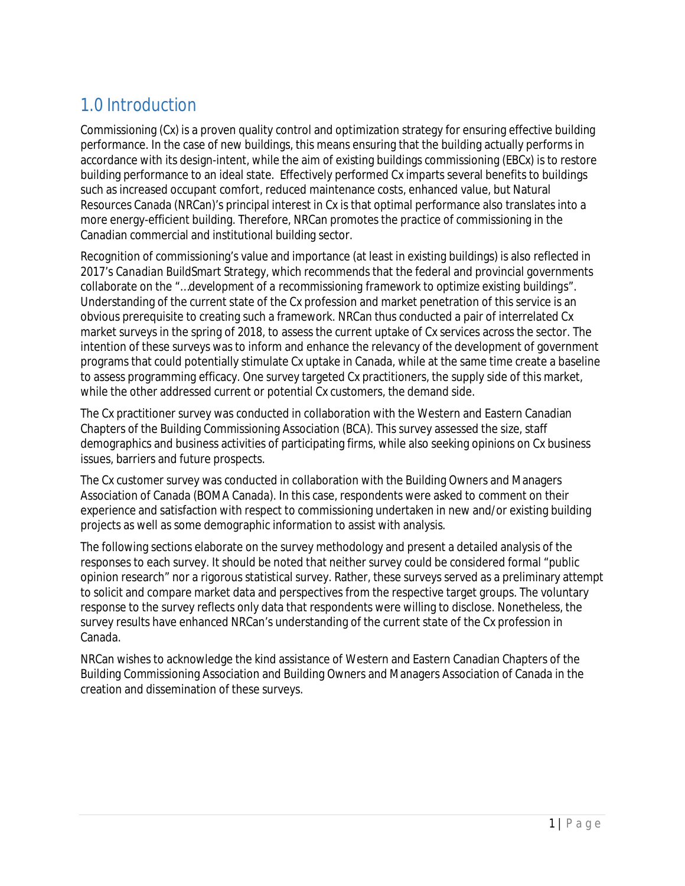# 1.0 Introduction

Commissioning (Cx) is a proven quality control and optimization strategy for ensuring effective building performance. In the case of new buildings, this means ensuring that the building actually performs in accordance with its design-intent, while the aim of existing buildings commissioning (EBCx) is to restore building performance to an ideal state. Effectively performed Cx imparts several benefits to buildings such as increased occupant comfort, reduced maintenance costs, enhanced value, but Natural Resources Canada (NRCan)'s principal interest in Cx is that optimal performance also translates into a more energy-efficient building. Therefore, NRCan promotes the practice of commissioning in the Canadian commercial and institutional building sector.

Recognition of commissioning's value and importance (at least in existing buildings) is also reflected in 2017's *Canadian BuildSmart Strategy*, which recommends that the federal and provincial governments collaborate on the "...development of a recommissioning framework to optimize existing buildings". Understanding of the current state of the Cx profession and market penetration of this service is an obvious prerequisite to creating such a framework. NRCan thus conducted a pair of interrelated Cx market surveys in the spring of 2018, to assess the current uptake of Cx services across the sector. The intention of these surveys was to inform and enhance the relevancy of the development of government programs that could potentially stimulate Cx uptake in Canada, while at the same time create a baseline to assess programming efficacy. One survey targeted Cx practitioners, the supply side of this market, while the other addressed current or potential Cx customers, the demand side.

The Cx practitioner survey was conducted in collaboration with the Western and Eastern Canadian Chapters of the Building Commissioning Association (BCA). This survey assessed the size, staff demographics and business activities of participating firms, while also seeking opinions on Cx business issues, barriers and future prospects.

The Cx customer survey was conducted in collaboration with the Building Owners and Managers Association of Canada (BOMA Canada). In this case, respondents were asked to comment on their experience and satisfaction with respect to commissioning undertaken in new and/or existing building projects as well as some demographic information to assist with analysis.

The following sections elaborate on the survey methodology and present a detailed analysis of the responses to each survey. It should be noted that neither survey could be considered formal "public opinion research" nor a rigorous statistical survey. Rather, these surveys served as a preliminary attempt to solicit and compare market data and perspectives from the respective target groups. The voluntary response to the survey reflects only data that respondents were willing to disclose. Nonetheless, the survey results have enhanced NRCan's understanding of the current state of the Cx profession in Canada.

NRCan wishes to acknowledge the kind assistance of Western and Eastern Canadian Chapters of the Building Commissioning Association and Building Owners and Managers Association of Canada in the creation and dissemination of these surveys.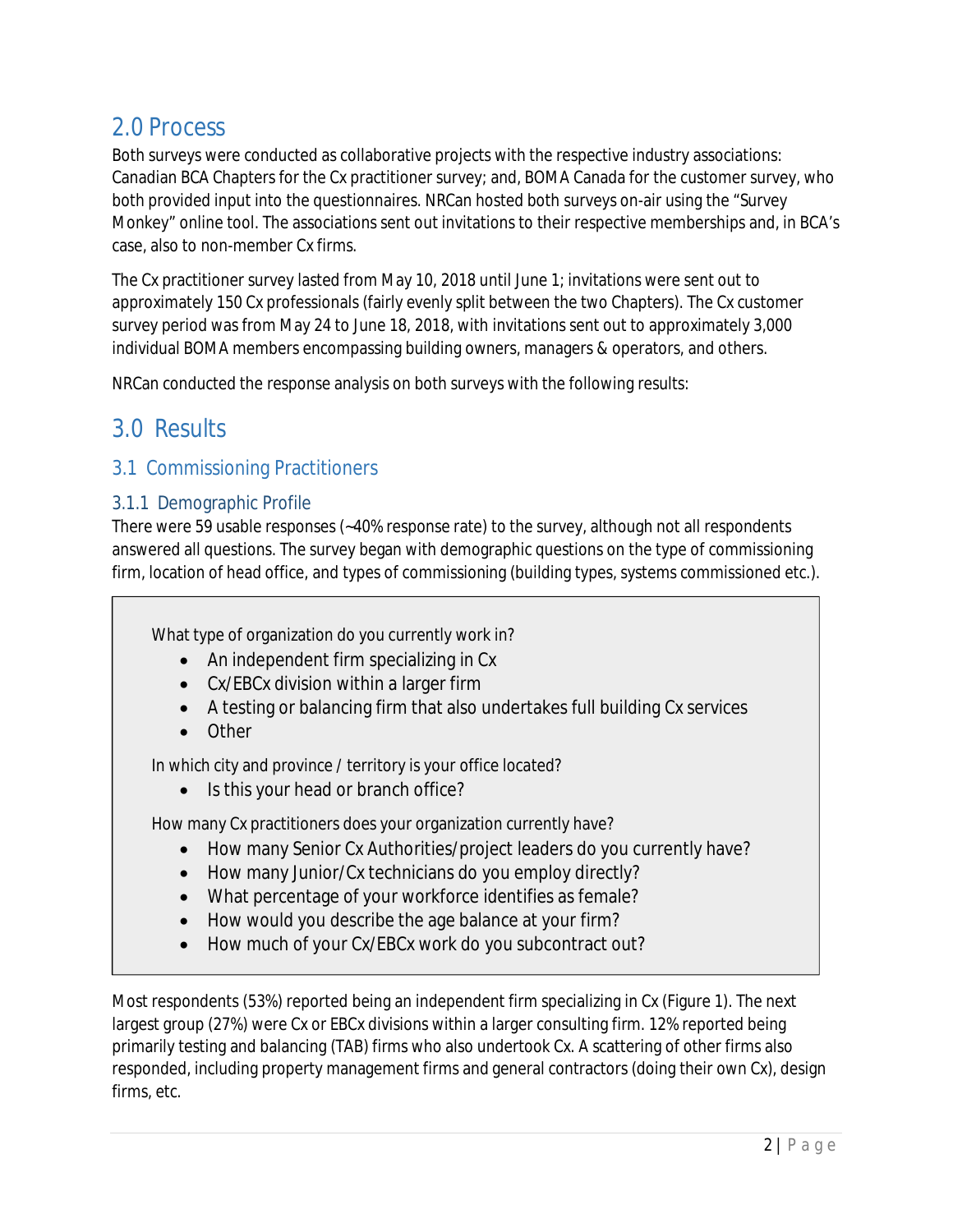## 2.0 Process

Both surveys were conducted as collaborative projects with the respective industry associations: Canadian BCA Chapters for the Cx practitioner survey; and, BOMA Canada for the customer survey, who both provided input into the questionnaires. NRCan hosted both surveys on-air using the "Survey Monkey" online tool. The associations sent out invitations to their respective memberships and, in BCA's case, also to non-member Cx firms.

The Cx practitioner survey lasted from May 10, 2018 until June 1; invitations were sent out to approximately 150 Cx professionals (fairly evenly split between the two Chapters). The Cx customer survey period was from May 24 to June 18, 2018, with invitations sent out to approximately 3,000 individual BOMA members encompassing building owners, managers & operators, and others.

NRCan conducted the response analysis on both surveys with the following results:

## 3.0 Results

### 3.1 Commissioning Practitioners

#### 3.1.1 Demographic Profile

There were 59 usable responses (~40% response rate) to the survey, although not all respondents answered all questions. The survey began with demographic questions on the type of commissioning firm, location of head office, and types of commissioning (building types, systems commissioned etc.).

> What type of organization do you currently work in?
> - An independent firm specializing in Cx
> - Cx/EBCx division within a larger firm
> - A testing or balancing firm that also undertakes full building Cx services
> - Other
>
> In which city and province / territory is your office located?
> - Is this your head or branch office?
>
> How many Cx practitioners does your organization currently have?
> - How many Senior Cx Authorities/project leaders do you currently have?
> - How many Junior/Cx technicians do you employ directly?
> - What percentage of your workforce identifies as female?
> - How would you describe the age balance at your firm?
> - How much of your Cx/EBCx work do you subcontract out?

Most respondents (53%) reported being an independent firm specializing in Cx (Figure 1). The next largest group (27%) were Cx or EBCx divisions within a larger consulting firm. 12% reported being primarily testing and balancing (TAB) firms who also undertook Cx. A scattering of other firms also responded, including property management firms and general contractors (doing their own Cx), design firms, etc.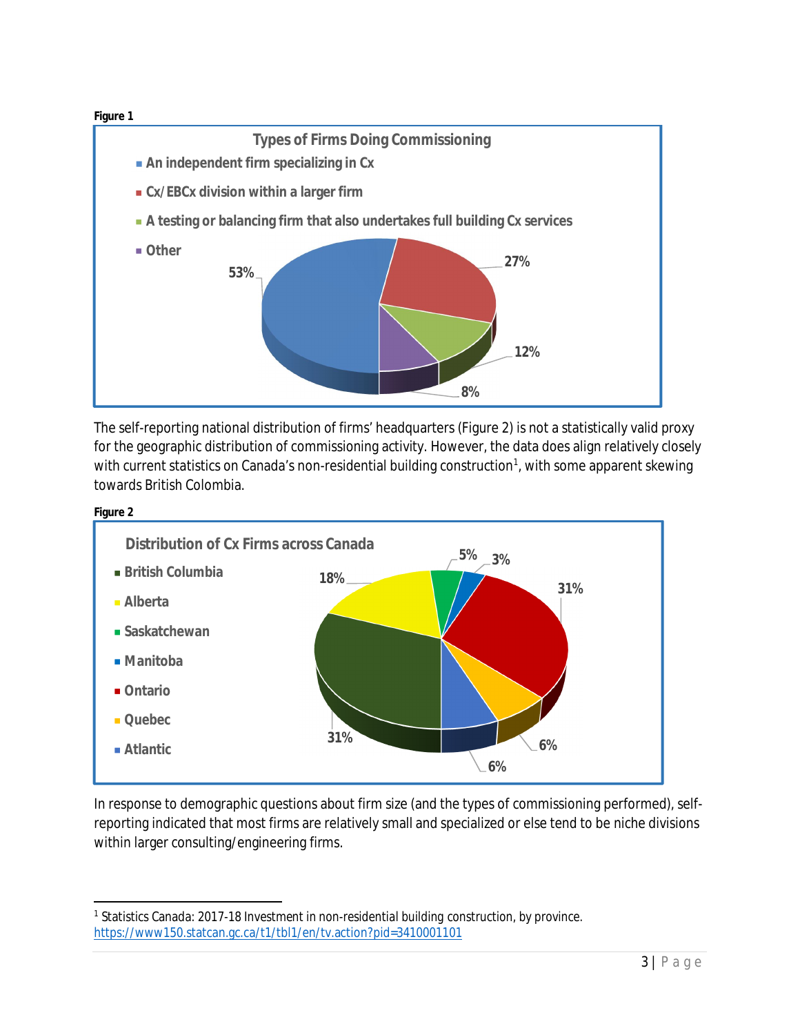**Figure 1**

**Types of Firms Doing Commissioning**

- An independent firm specializing in Cx: 53%
- Cx/EBCx division within a larger firm: 27%
- A testing or balancing firm that also undertakes full building Cx services: 12%
- Other: 8%

The self-reporting national distribution of firms' headquarters (Figure 2) is not a statistically valid proxy for the geographic distribution of commissioning activity. However, the data does align relatively closely with current statistics on Canada's non-residential building construction[1], with some apparent skewing towards British Colombia.

**Figure 2**

**Distribution of Cx Firms across Canada**

- British Columbia: 31%
- Alberta: 18%
- Saskatchewan: 5%
- Manitoba: 3%
- Ontario: 31%
- Quebec: 6%
- Atlantic: 6%

In response to demographic questions about firm size (and the types of commissioning performed), self-reporting indicated that most firms are relatively small and specialized or else tend to be niche divisions within larger consulting/engineering firms.

[1] Statistics Canada: 2017-18 Investment in non-residential building construction, by province. https://www150.statcan.gc.ca/t1/tbl1/en/tv.action?pid=3410001101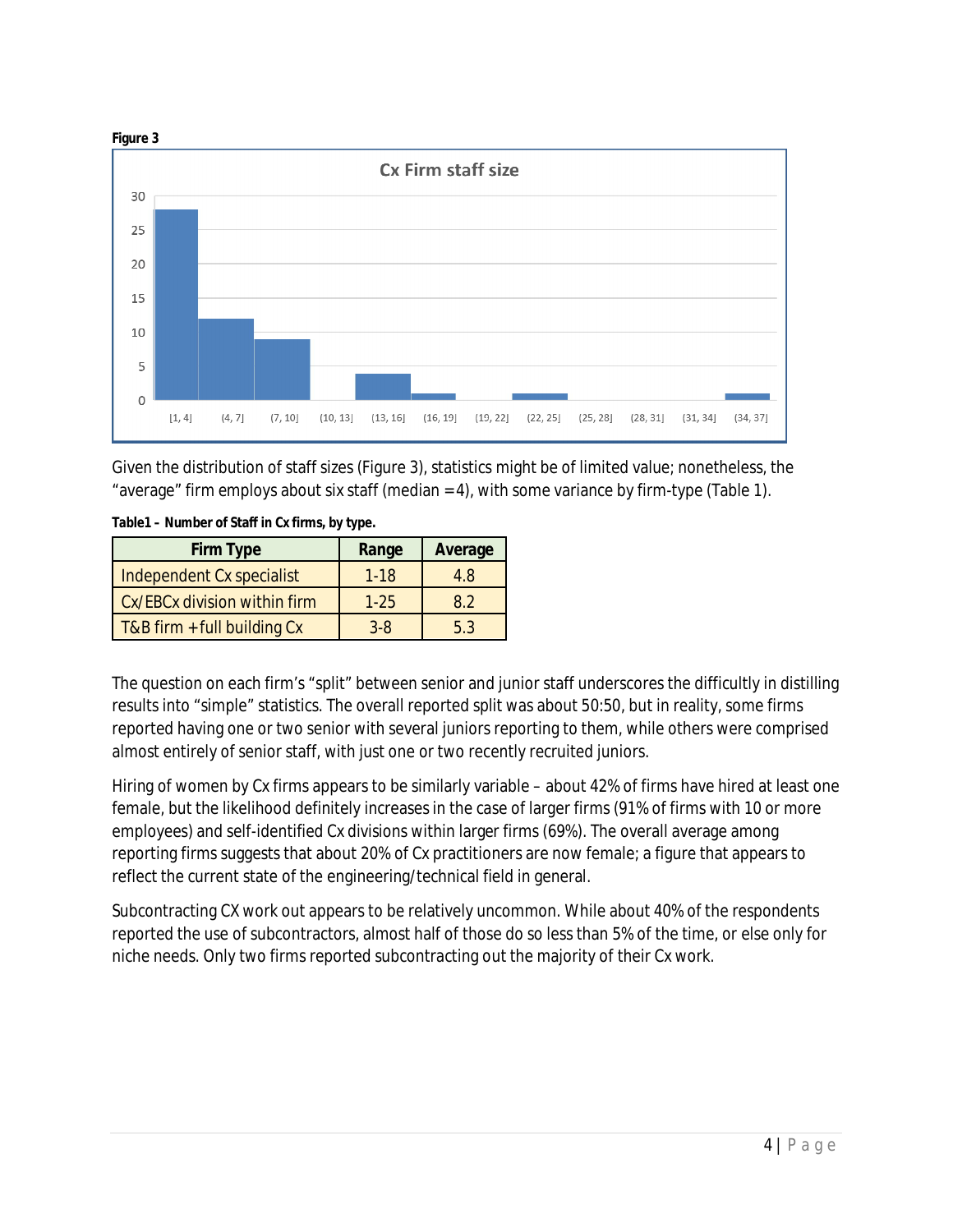**Figure 3**

Given the distribution of staff sizes (Figure 3), statistics might be of limited value; nonetheless, the "average" firm employs about six staff (median = 4), with some variance by firm-type (Table 1).

**Table1 – Number of Staff in Cx firms, by type.**

| Firm Type | Range | Average |
|---|---|---|
| Independent Cx specialist | 1-18 | 4.8 |
| Cx/EBCx division within firm | 1-25 | 8.2 |
| T&B firm + full building Cx | 3-8 | 5.3 |

The question on each firm's "split" between senior and junior staff underscores the difficulty in distilling results into "simple" statistics. The overall reported split was about 50:50, but in reality, some firms reported having one or two senior with several juniors reporting to them, while others were comprised almost entirely of senior staff, with just one or two recently recruited juniors.

Hiring of women by Cx firms appears to be similarly variable – about 42% of firms have hired at least one female, but the likelihood definitely increases in the case of larger firms (91% of firms with 10 or more employees) and self-identified Cx divisions within larger firms (69%). The overall average among reporting firms suggests that about 20% of Cx practitioners are now female; a figure that appears to reflect the current state of the engineering/technical field in general.

Subcontracting CX work out appears to be relatively uncommon. While about 40% of the respondents reported the use of subcontractors, almost half of those do so less than 5% of the time, or else only for niche needs. Only two firms reported subcontracting out the majority of their Cx work.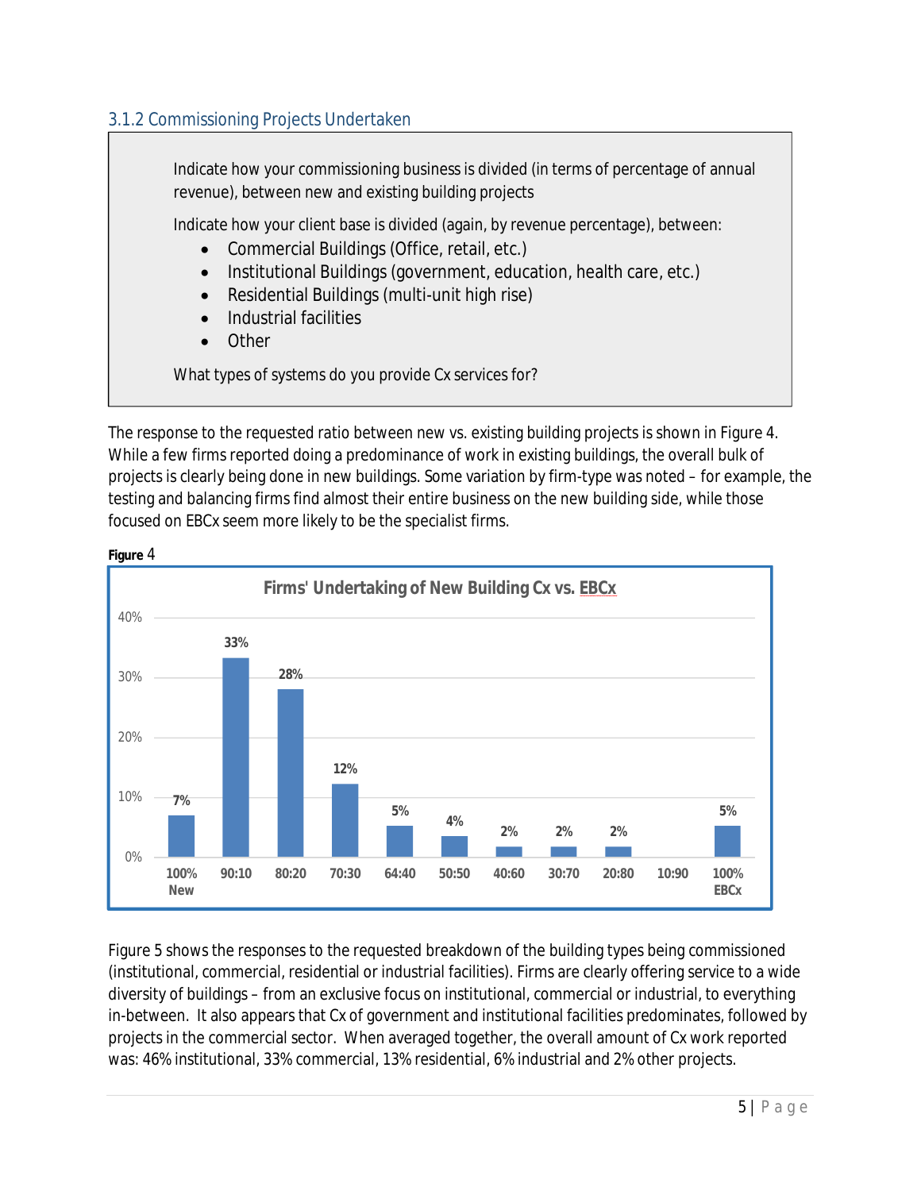### 3.1.2 Commissioning Projects Undertaken

> Indicate how your commissioning business is divided (in terms of percentage of annual revenue), between new and existing building projects
>
> Indicate how your client base is divided (again, by revenue percentage), between:
>
> - Commercial Buildings (Office, retail, etc.)
> - Institutional Buildings (government, education, health care, etc.)
> - Residential Buildings (multi-unit high rise)
> - Industrial facilities
> - Other
>
> What types of systems do you provide Cx services for?

The response to the requested ratio between new vs. existing building projects is shown in Figure 4. While a few firms reported doing a predominance of work in existing buildings, the overall bulk of projects is clearly being done in new buildings. Some variation by firm-type was noted – for example, the testing and balancing firms find almost their entire business on the new building side, while those focused on EBCx seem more likely to be the specialist firms.

**Figure** 4

**Firms' Undertaking of New Building Cx vs. EBCx**

| 100% New | 90:10 | 80:20 | 70:30 | 64:40 | 50:50 | 40:60 | 30:70 | 20:80 | 10:90 | 100% EBCx |
|---|---|---|---|---|---|---|---|---|---|---|
| 7% | 33% | 28% | 12% | 5% | 4% | 2% | 2% | 2% | | 5% |

Figure 5 shows the responses to the requested breakdown of the building types being commissioned (institutional, commercial, residential or industrial facilities). Firms are clearly offering service to a wide diversity of buildings – from an exclusive focus on institutional, commercial or industrial, to everything in-between. It also appears that Cx of government and institutional facilities predominates, followed by projects in the commercial sector. When averaged together, the overall amount of Cx work reported was: 46% institutional, 33% commercial, 13% residential, 6% industrial and 2% other projects.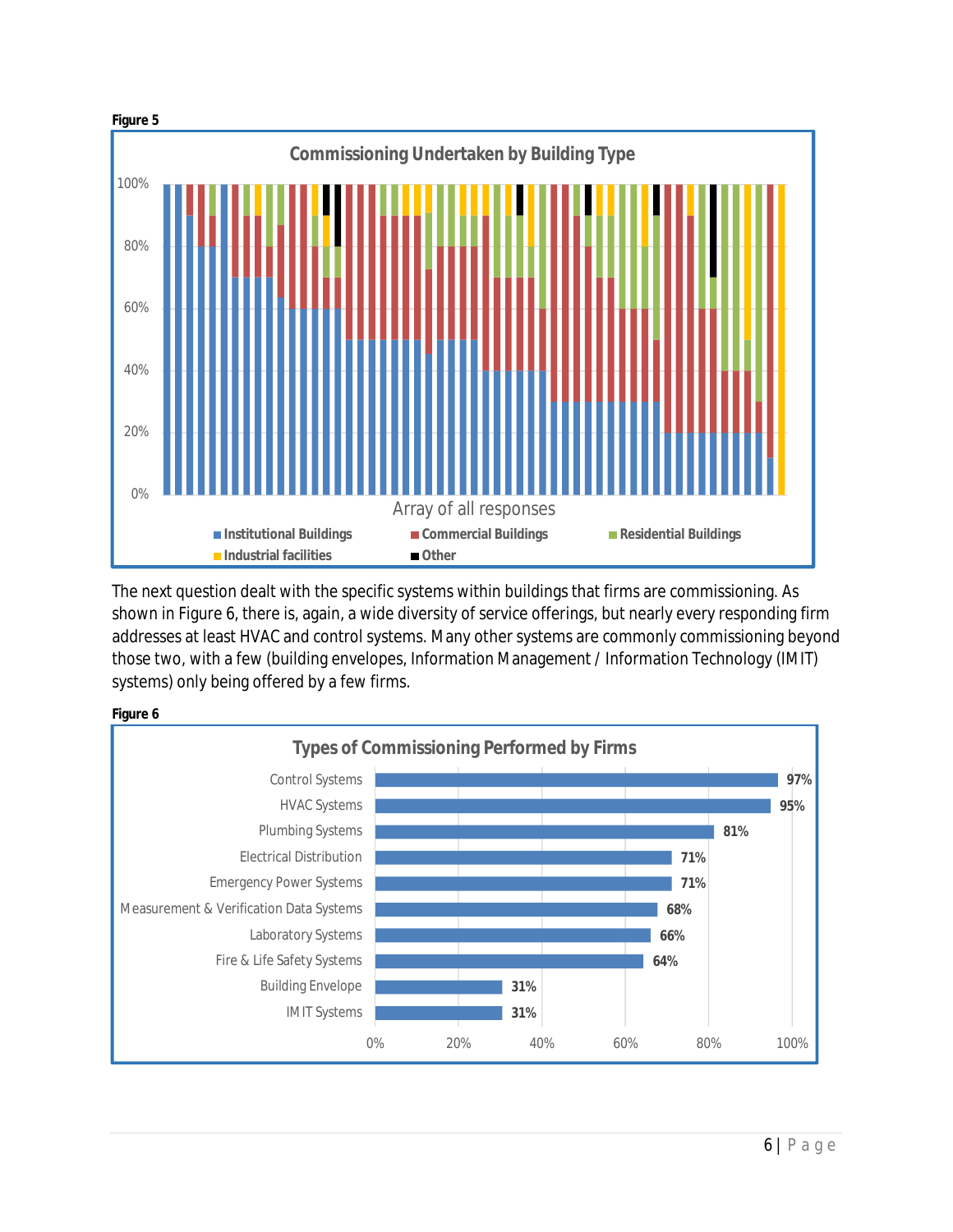**Figure 5**

**Commissioning Undertaken by Building Type**

The next question dealt with the specific systems within buildings that firms are commissioning. As shown in Figure 6, there is, again, a wide diversity of service offerings, but nearly every responding firm addresses at least HVAC and control systems. Many other systems are commonly commissioning beyond those two, with a few (building envelopes, Information Management / Information Technology (IMIT) systems) only being offered by a few firms.

**Figure 6**

**Types of Commissioning Performed by Firms**

| System | Percentage |
| --- | --- |
| Control Systems | 97% |
| HVAC Systems | 95% |
| Plumbing Systems | 81% |
| Electrical Distribution | 71% |
| Emergency Power Systems | 71% |
| Measurement & Verification Data Systems | 68% |
| Laboratory Systems | 66% |
| Fire & Life Safety Systems | 64% |
| Building Envelope | 31% |
| IMIT Systems | 31% |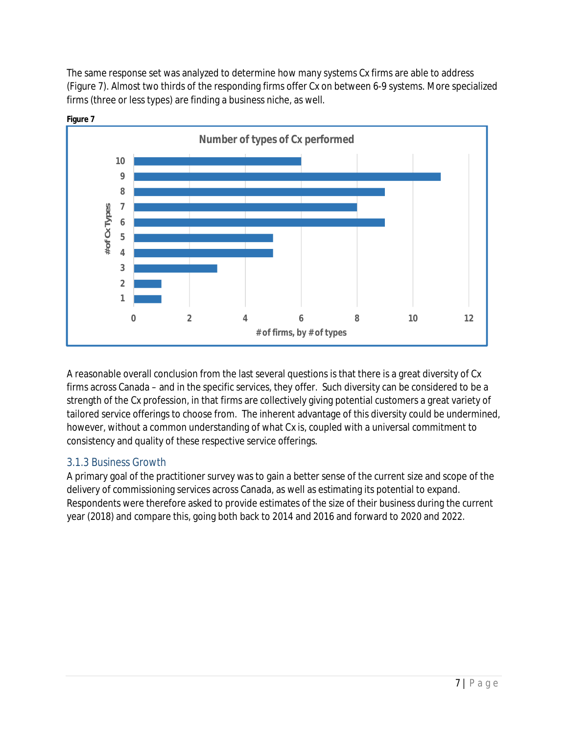The same response set was analyzed to determine how many systems Cx firms are able to address (Figure 7). Almost two thirds of the responding firms offer Cx on between 6-9 systems. More specialized firms (three or less types) are finding a business niche, as well.

**Figure 7**

A reasonable overall conclusion from the last several questions is that there is a great diversity of Cx firms across Canada – and in the specific services, they offer. Such diversity can be considered to be a strength of the Cx profession, in that firms are collectively giving potential customers a great variety of tailored service offerings to choose from. The inherent advantage of this diversity could be undermined, however, without a common understanding of what Cx is, coupled with a universal commitment to consistency and quality of these respective service offerings.

### 3.1.3 Business Growth

A primary goal of the practitioner survey was to gain a better sense of the current size and scope of the delivery of commissioning services across Canada, as well as estimating its potential to expand. Respondents were therefore asked to provide estimates of the size of their business during the current year (2018) and compare this, going both back to 2014 and 2016 and forward to 2020 and 2022.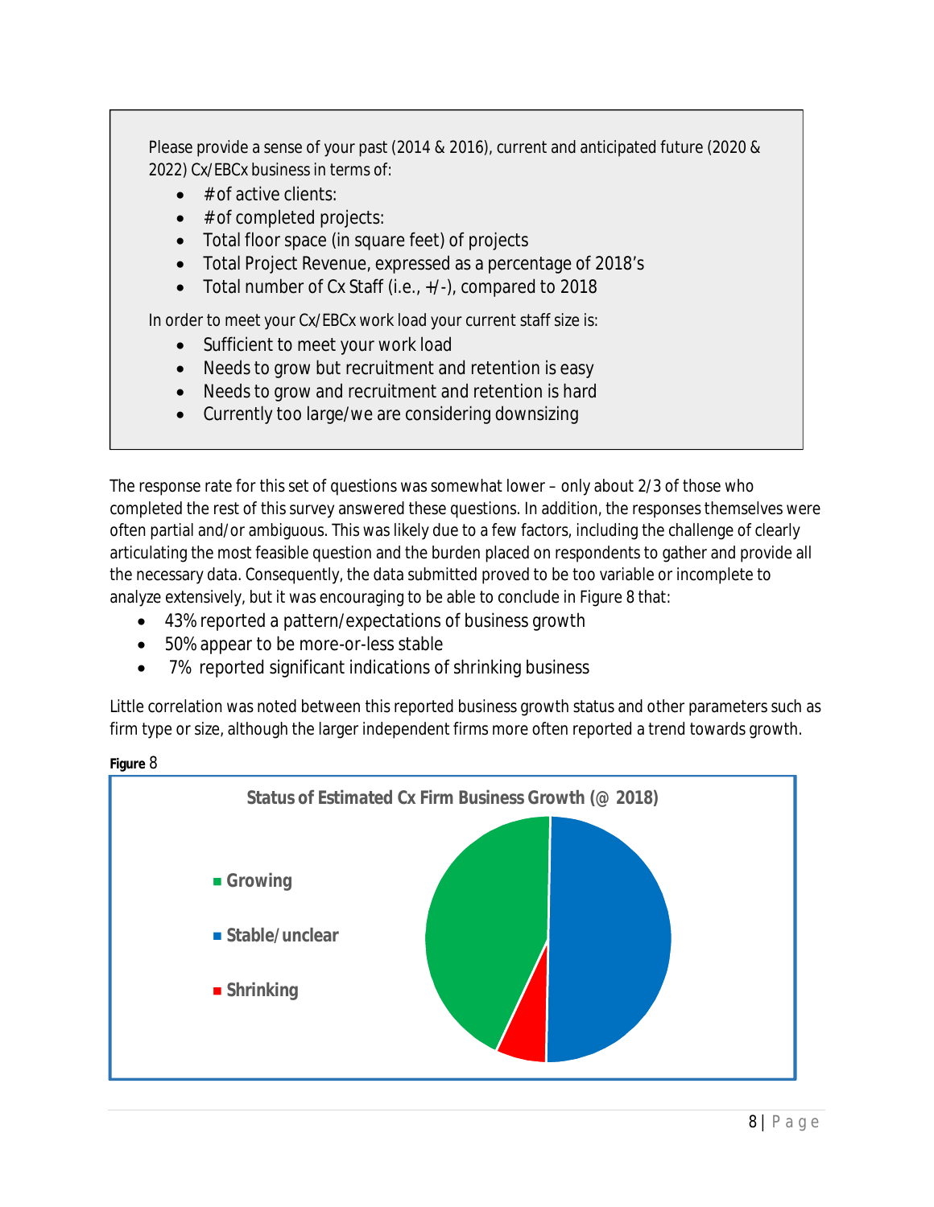Please provide a sense of your past (2014 & 2016), current and anticipated future (2020 & 2022) Cx/EBCx business in terms of:

- # of active clients:
- # of completed projects:
- Total floor space (in square feet) of projects
- Total Project Revenue, expressed as a percentage of 2018's
- Total number of Cx Staff (i.e., +/-), compared to 2018

In order to meet your Cx/EBCx work load your current staff size is:

- Sufficient to meet your work load
- Needs to grow but recruitment and retention is easy
- Needs to grow and recruitment and retention is hard
- Currently too large/we are considering downsizing

The response rate for this set of questions was somewhat lower – only about 2/3 of those who completed the rest of this survey answered these questions. In addition, the responses themselves were often partial and/or ambiguous. This was likely due to a few factors, including the challenge of clearly articulating the most feasible question and the burden placed on respondents to gather and provide all the necessary data. Consequently, the data submitted proved to be too variable or incomplete to analyze extensively, but it was encouraging to be able to conclude in Figure 8 that:

- 43% reported a pattern/expectations of business growth
- 50% appear to be more-or-less stable
- 7% reported significant indications of shrinking business

Little correlation was noted between this reported business growth status and other parameters such as firm type or size, although the larger independent firms more often reported a trend towards growth.

**Figure** 8

**Status of Estimated Cx Firm Business Growth (@ 2018)**

- Growing
- Stable/unclear
- Shrinking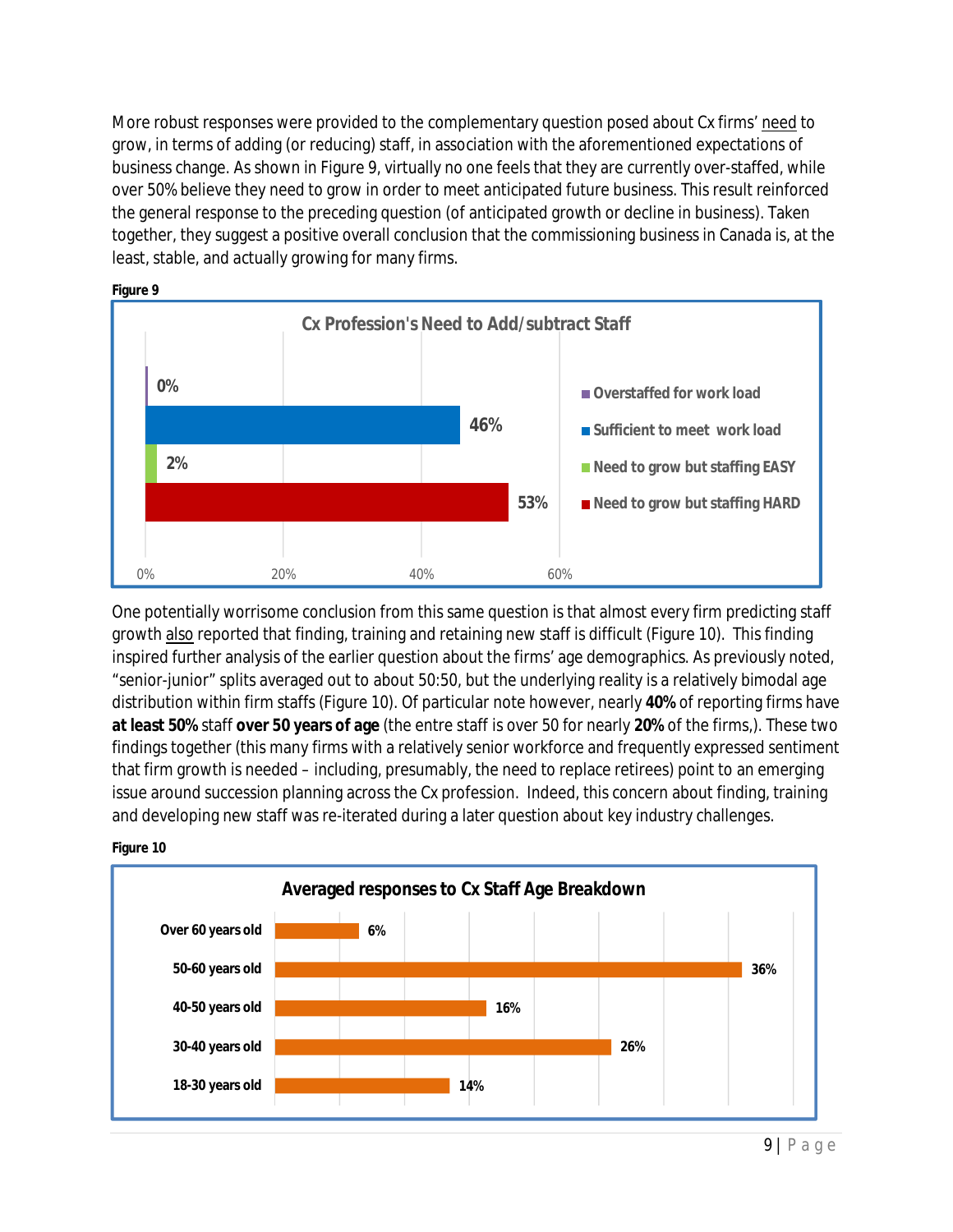More robust responses were provided to the complementary question posed about Cx firms' need to grow, in terms of adding (or reducing) staff, in association with the aforementioned expectations of business change. As shown in Figure 9, virtually no one feels that they are currently over-staffed, while over 50% believe they need to grow in order to meet anticipated future business. This result reinforced the general response to the preceding question (of anticipated growth or decline in business). Taken together, they suggest a positive overall conclusion that the commissioning business in Canada is, at the least, stable, and actually growing for many firms.

**Figure 9**

**Cx Profession's Need to Add/subtract Staff**

| Response | Percentage |
| --- | --- |
| Overstaffed for work load | 0% |
| Sufficient to meet work load | 46% |
| Need to grow but staffing EASY | 2% |
| Need to grow but staffing HARD | 53% |

One potentially worrisome conclusion from this same question is that almost every firm predicting staff growth also reported that finding, training and retaining new staff is difficult (Figure 10). This finding inspired further analysis of the earlier question about the firms' age demographics. As previously noted, "senior-junior" splits averaged out to about 50:50, but the underlying reality is a relatively bimodal age distribution within firm staffs (Figure 10). Of particular note however, nearly **40%** of reporting firms have **at least 50%** staff **over 50 years of age** (the entre staff is over 50 for nearly **20%** of the firms,). These two findings together (this many firms with a relatively senior workforce and frequently expressed sentiment that firm growth is needed – including, presumably, the need to replace retirees) point to an emerging issue around succession planning across the Cx profession. Indeed, this concern about finding, training and developing new staff was re-iterated during a later question about key industry challenges.

**Figure 10**

**Averaged responses to Cx Staff Age Breakdown**

| Age group | Percentage |
| --- | --- |
| Over 60 years old | 6% |
| 50-60 years old | 36% |
| 40-50 years old | 16% |
| 30-40 years old | 26% |
| 18-30 years old | 14% |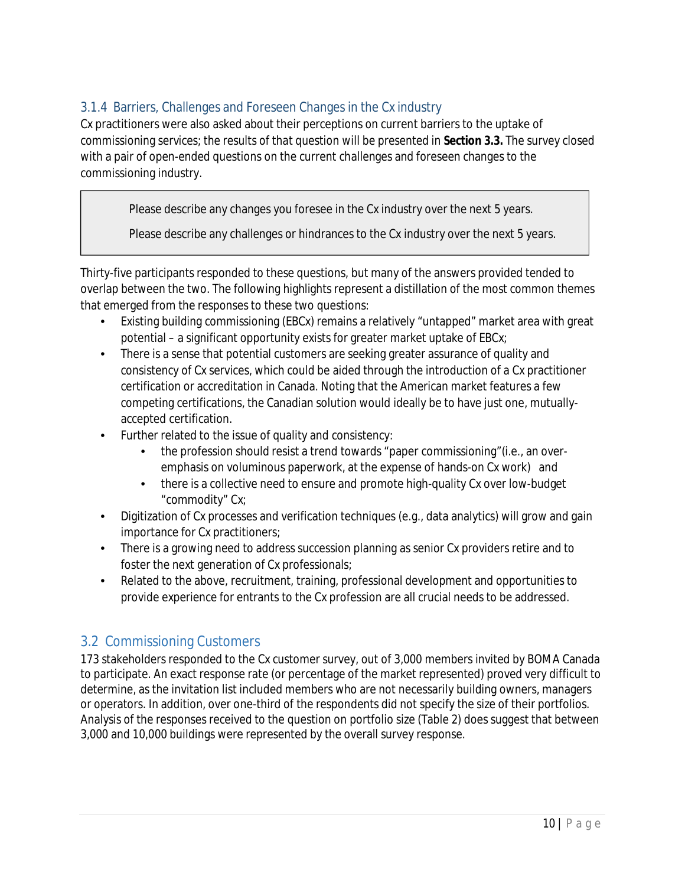### 3.1.4 Barriers, Challenges and Foreseen Changes in the Cx industry

Cx practitioners were also asked about their perceptions on current barriers to the uptake of commissioning services; the results of that question will be presented in **Section 3.3.** The survey closed with a pair of open-ended questions on the current challenges and foreseen changes to the commissioning industry.

> Please describe any changes you foresee in the Cx industry over the next 5 years.
>
> Please describe any challenges or hindrances to the Cx industry over the next 5 years.

Thirty-five participants responded to these questions, but many of the answers provided tended to overlap between the two. The following highlights represent a distillation of the most common themes that emerged from the responses to these two questions:

- Existing building commissioning (EBCx) remains a relatively "untapped" market area with great potential – a significant opportunity exists for greater market uptake of EBCx;
- There is a sense that potential customers are seeking greater assurance of quality and consistency of Cx services, which could be aided through the introduction of a Cx practitioner certification or accreditation in Canada. Noting that the American market features a few competing certifications, the Canadian solution would ideally be to have just one, mutually-accepted certification.
- Further related to the issue of quality and consistency:
    - the profession should resist a trend towards "paper commissioning"(i.e., an over-emphasis on voluminous paperwork, at the expense of hands-on Cx work) and
    - there is a collective need to ensure and promote high-quality Cx over low-budget "commodity" Cx;
- Digitization of Cx processes and verification techniques (e.g., data analytics) will grow and gain importance for Cx practitioners;
- There is a growing need to address succession planning as senior Cx providers retire and to foster the next generation of Cx professionals;
- Related to the above, recruitment, training, professional development and opportunities to provide experience for entrants to the Cx profession are all crucial needs to be addressed.

## 3.2 Commissioning Customers

173 stakeholders responded to the Cx customer survey, out of 3,000 members invited by BOMA Canada to participate. An exact response rate (or percentage of the market represented) proved very difficult to determine, as the invitation list included members who are not necessarily building owners, managers or operators. In addition, over one-third of the respondents did not specify the size of their portfolios. Analysis of the responses received to the question on portfolio size (Table 2) does suggest that between 3,000 and 10,000 buildings were represented by the overall survey response.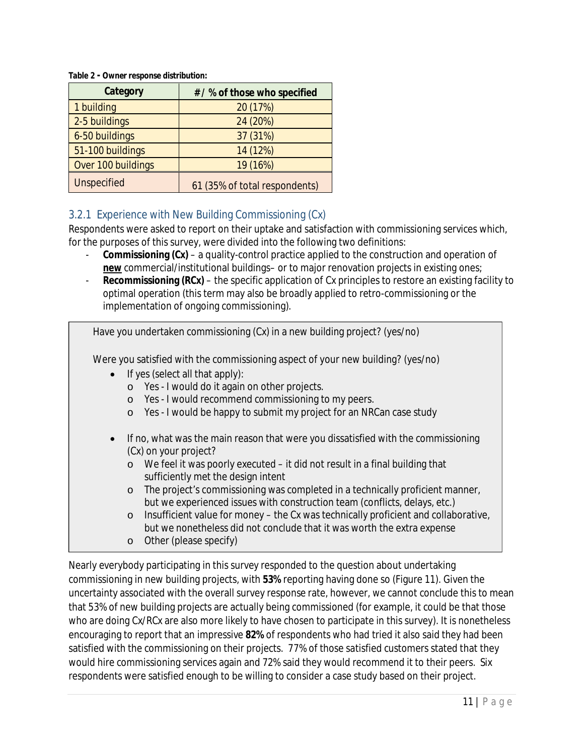**Table 2 - Owner response distribution:**

| Category | # / % of those who specified |
|---|---|
| 1 building | 20 (17%) |
| 2-5 buildings | 24 (20%) |
| 6-50 buildings | 37 (31%) |
| 51-100 buildings | 14 (12%) |
| Over 100 buildings | 19 (16%) |
| Unspecified | 61 (35% of total respondents) |

### 3.2.1 Experience with New Building Commissioning (Cx)

Respondents were asked to report on their uptake and satisfaction with commissioning services which, for the purposes of this survey, were divided into the following two definitions:

- **Commissioning (Cx)** – a quality-control practice applied to the construction and operation of **new** commercial/institutional buildings– or to major renovation projects in existing ones;
- **Recommissioning (RCx)** – the specific application of Cx principles to restore an existing facility to optimal operation (this term may also be broadly applied to retro-commissioning or the implementation of ongoing commissioning).

> Have you undertaken commissioning (Cx) in a new building project? (yes/no)
>
> Were you satisfied with the commissioning aspect of your new building? (yes/no)
>
> - If yes (select all that apply):
>   - Yes - I would do it again on other projects.
>   - Yes - I would recommend commissioning to my peers.
>   - Yes - I would be happy to submit my project for an NRCan case study
> - If no, what was the main reason that were you dissatisfied with the commissioning (Cx) on your project?
>   - We feel it was poorly executed – it did not result in a final building that sufficiently met the design intent
>   - The project's commissioning was completed in a technically proficient manner, but we experienced issues with construction team (conflicts, delays, etc.)
>   - Insufficient value for money – the Cx was technically proficient and collaborative, but we nonetheless did not conclude that it was worth the extra expense
>   - Other (please specify)

Nearly everybody participating in this survey responded to the question about undertaking commissioning in new building projects, with **53%** reporting having done so (Figure 11). Given the uncertainty associated with the overall survey response rate, however, we cannot conclude this to mean that 53% of new building projects are actually being commissioned (for example, it could be that those who are doing Cx/RCx are also more likely to have chosen to participate in this survey). It is nonetheless encouraging to report that an impressive **82%** of respondents who had tried it also said they had been satisfied with the commissioning on their projects. 77% of those satisfied customers stated that they would hire commissioning services again and 72% said they would recommend it to their peers. Six respondents were satisfied enough to be willing to consider a case study based on their project.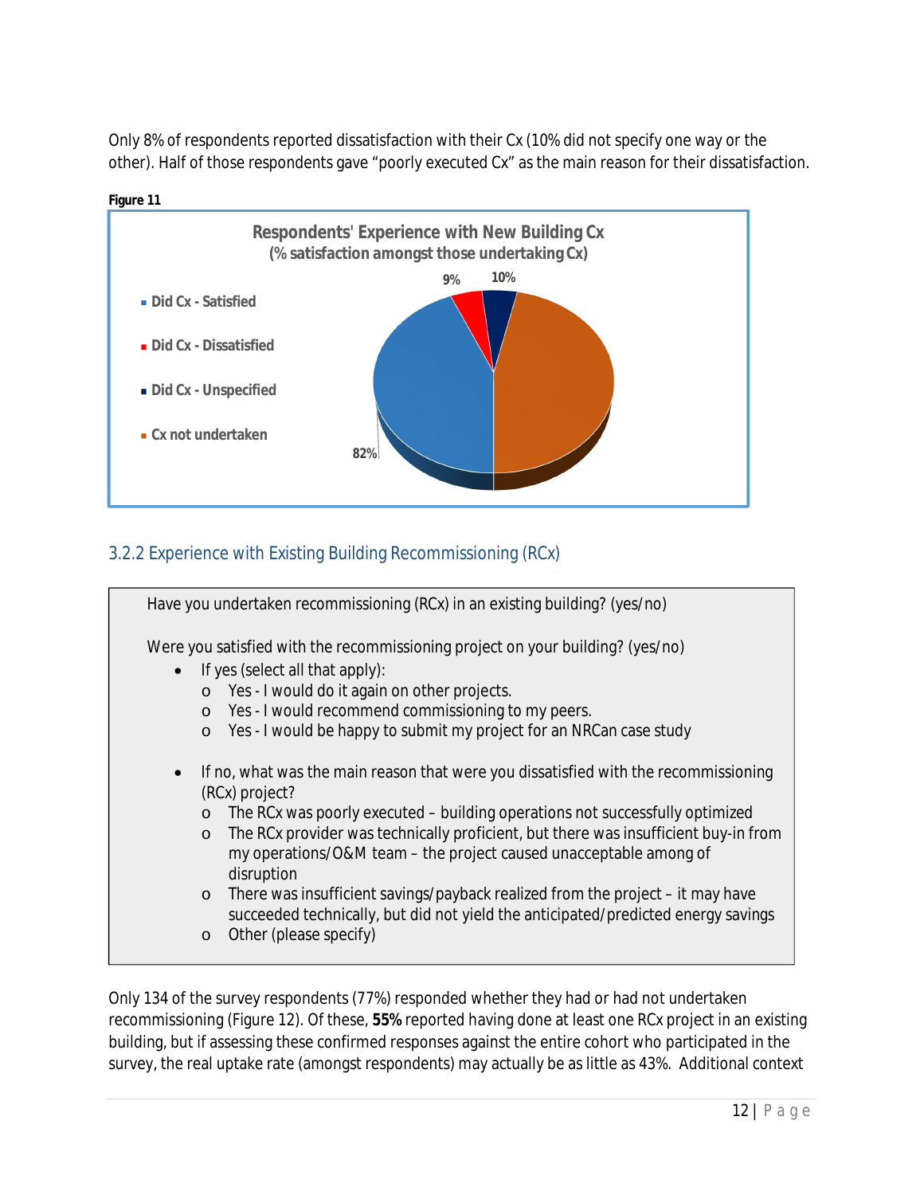Only 8% of respondents reported dissatisfaction with their Cx (10% did not specify one way or the other). Half of those respondents gave "poorly executed Cx" as the main reason for their dissatisfaction.

**Figure 11**

**Respondents' Experience with New Building Cx**
**(% satisfaction amongst those undertaking Cx)**

- Did Cx - Satisfied
- Did Cx - Dissatisfied
- Did Cx - Unspecified
- Cx not undertaken

9% 10% 82%

### 3.2.2 Experience with Existing Building Recommissioning (RCx)

Have you undertaken recommissioning (RCx) in an existing building? (yes/no)

Were you satisfied with the recommissioning project on your building? (yes/no)

- If yes (select all that apply):
  - Yes - I would do it again on other projects.
  - Yes - I would recommend commissioning to my peers.
  - Yes - I would be happy to submit my project for an NRCan case study
- If no, what was the main reason that were you dissatisfied with the recommissioning (RCx) project?
  - The RCx was poorly executed – building operations not successfully optimized
  - The RCx provider was technically proficient, but there was insufficient buy-in from my operations/O&M team – the project caused unacceptable among of disruption
  - There was insufficient savings/payback realized from the project – it may have succeeded technically, but did not yield the anticipated/predicted energy savings
  - Other (please specify)

Only 134 of the survey respondents (77%) responded whether they had or had not undertaken recommissioning (Figure 12). Of these, **55%** reported having done at least one RCx project in an existing building, but if assessing these confirmed responses against the entire cohort who participated in the survey, the real uptake rate (amongst respondents) may actually be as little as 43%. Additional context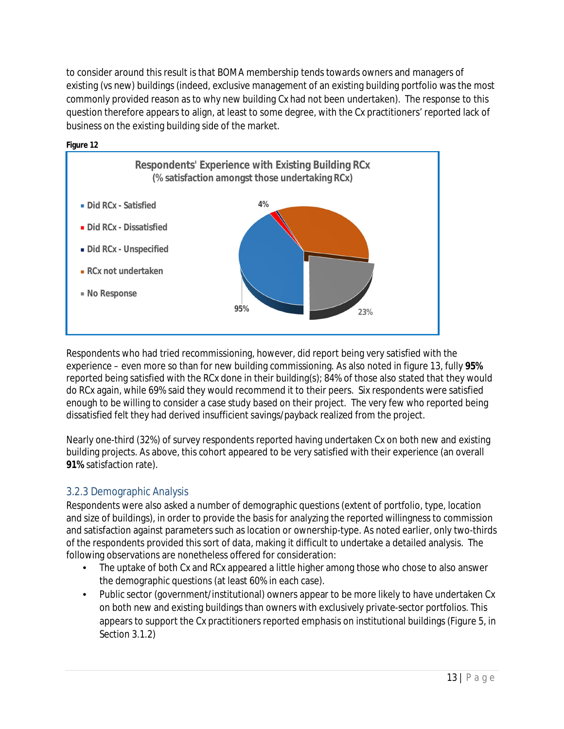to consider around this result is that BOMA membership tends towards owners and managers of existing (vs new) buildings (indeed, exclusive management of an existing building portfolio was the most commonly provided reason as to why new building Cx had not been undertaken). The response to this question therefore appears to align, at least to some degree, with the Cx practitioners' reported lack of business on the existing building side of the market.

**Figure 12**

**Respondents' Experience with Existing Building RCx**
**(% satisfaction amongst those undertaking RCx)**

- Did RCx - Satisfied
- Did RCx - Dissatisfied
- Did RCx - Unspecified
- RCx not undertaken
- No Response

4%

95%

23%

Respondents who had tried recommissioning, however, did report being very satisfied with the experience – even more so than for new building commissioning. As also noted in figure 13, fully **95%** reported being satisfied with the RCx done in their building(s); 84% of those also stated that they would do RCx again, while 69% said they would recommend it to their peers. Six respondents were satisfied enough to be willing to consider a case study based on their project. The very few who reported being dissatisfied felt they had derived insufficient savings/payback realized from the project.

Nearly one-third (32%) of survey respondents reported having undertaken Cx on both new and existing building projects. As above, this cohort appeared to be very satisfied with their experience (an overall **91%** satisfaction rate).

### 3.2.3 Demographic Analysis

Respondents were also asked a number of demographic questions (extent of portfolio, type, location and size of buildings), in order to provide the basis for analyzing the reported willingness to commission and satisfaction against parameters such as location or ownership-type. As noted earlier, only two-thirds of the respondents provided this sort of data, making it difficult to undertake a detailed analysis. The following observations are nonetheless offered for consideration:

- The uptake of both Cx and RCx appeared a little higher among those who chose to also answer the demographic questions (at least 60% in each case).
- Public sector (government/institutional) owners appear to be more likely to have undertaken Cx on both new and existing buildings than owners with exclusively private-sector portfolios. This appears to support the Cx practitioners reported emphasis on institutional buildings (Figure 5, in Section 3.1.2)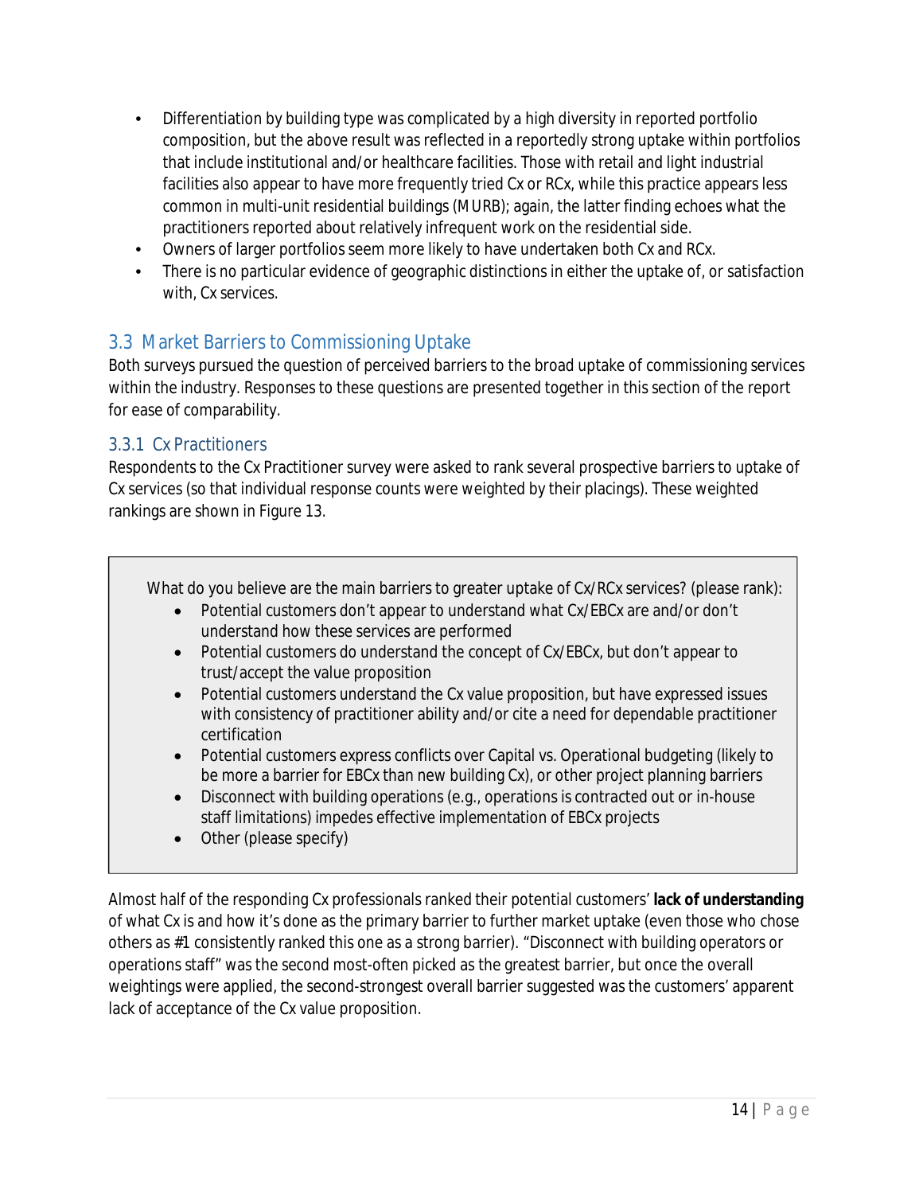- Differentiation by building type was complicated by a high diversity in reported portfolio composition, but the above result was reflected in a reportedly strong uptake within portfolios that include institutional and/or healthcare facilities. Those with retail and light industrial facilities also appear to have more frequently tried Cx or RCx, while this practice appears less common in multi-unit residential buildings (MURB); again, the latter finding echoes what the practitioners reported about relatively infrequent work on the residential side.
- Owners of larger portfolios seem more likely to have undertaken both Cx and RCx.
- There is no particular evidence of geographic distinctions in either the uptake of, or satisfaction with, Cx services.

## 3.3 Market Barriers to Commissioning Uptake

Both surveys pursued the question of perceived barriers to the broad uptake of commissioning services within the industry. Responses to these questions are presented together in this section of the report for ease of comparability.

### 3.3.1 Cx Practitioners

Respondents to the Cx Practitioner survey were asked to rank several prospective barriers to uptake of Cx services (so that individual response counts were weighted by their placings). These weighted rankings are shown in Figure 13.

What do you believe are the main barriers to greater uptake of Cx/RCx services? (please rank):

- Potential customers don't appear to understand what Cx/EBCx are and/or don't understand how these services are performed
- Potential customers do understand the concept of Cx/EBCx, but don't appear to trust/accept the value proposition
- Potential customers understand the Cx value proposition, but have expressed issues with consistency of practitioner ability and/or cite a need for dependable practitioner certification
- Potential customers express conflicts over Capital vs. Operational budgeting (likely to be more a barrier for EBCx than new building Cx), or other project planning barriers
- Disconnect with building operations (e.g., operations is contracted out or in-house staff limitations) impedes effective implementation of EBCx projects
- Other (please specify)

Almost half of the responding Cx professionals ranked their potential customers' **lack of understanding** of what Cx is and how it's done as the primary barrier to further market uptake (even those who chose others as #1 consistently ranked this one as a strong barrier). "Disconnect with building operators or operations staff" was the second most-often picked as the greatest barrier, but once the overall weightings were applied, the second-strongest overall barrier suggested was the customers' apparent lack of acceptance of the Cx value proposition.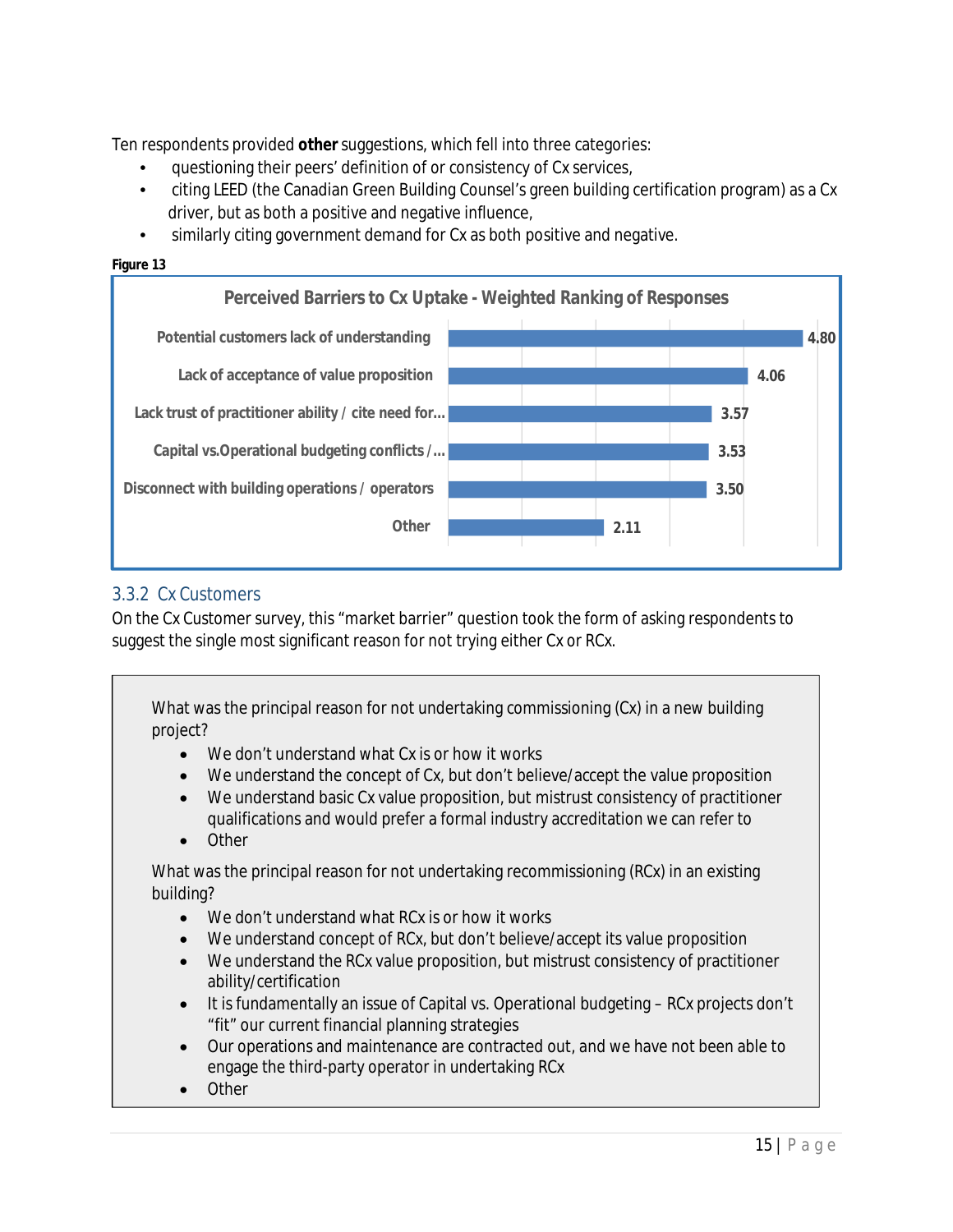Ten respondents provided **other** suggestions, which fell into three categories:

- questioning their peers' definition of or consistency of Cx services,
- citing LEED (the Canadian Green Building Counsel's green building certification program) as a Cx driver, but as both a positive and negative influence,
- similarly citing government demand for Cx as both positive and negative.

**Figure 13**

**Perceived Barriers to Cx Uptake - Weighted Ranking of Responses**

| Barrier | Weighted Ranking |
|---|---|
| Potential customers lack of understanding | 4.80 |
| Lack of acceptance of value proposition | 4.06 |
| Lack trust of practitioner ability / cite need for... | 3.57 |
| Capital vs.Operational budgeting conflicts /... | 3.53 |
| Disconnect with building operations / operators | 3.50 |
| Other | 2.11 |

### 3.3.2 Cx Customers

On the Cx Customer survey, this "market barrier" question took the form of asking respondents to suggest the single most significant reason for not trying either Cx or RCx.

What was the principal reason for not undertaking commissioning (Cx) in a new building project?

- We don't understand what Cx is or how it works
- We understand the concept of Cx, but don't believe/accept the value proposition
- We understand basic Cx value proposition, but mistrust consistency of practitioner qualifications and would prefer a formal industry accreditation we can refer to
- Other

What was the principal reason for not undertaking recommissioning (RCx) in an existing building?

- We don't understand what RCx is or how it works
- We understand concept of RCx, but don't believe/accept its value proposition
- We understand the RCx value proposition, but mistrust consistency of practitioner ability/certification
- It is fundamentally an issue of Capital vs. Operational budgeting – RCx projects don't "fit" our current financial planning strategies
- Our operations and maintenance are contracted out, and we have not been able to engage the third-party operator in undertaking RCx
- Other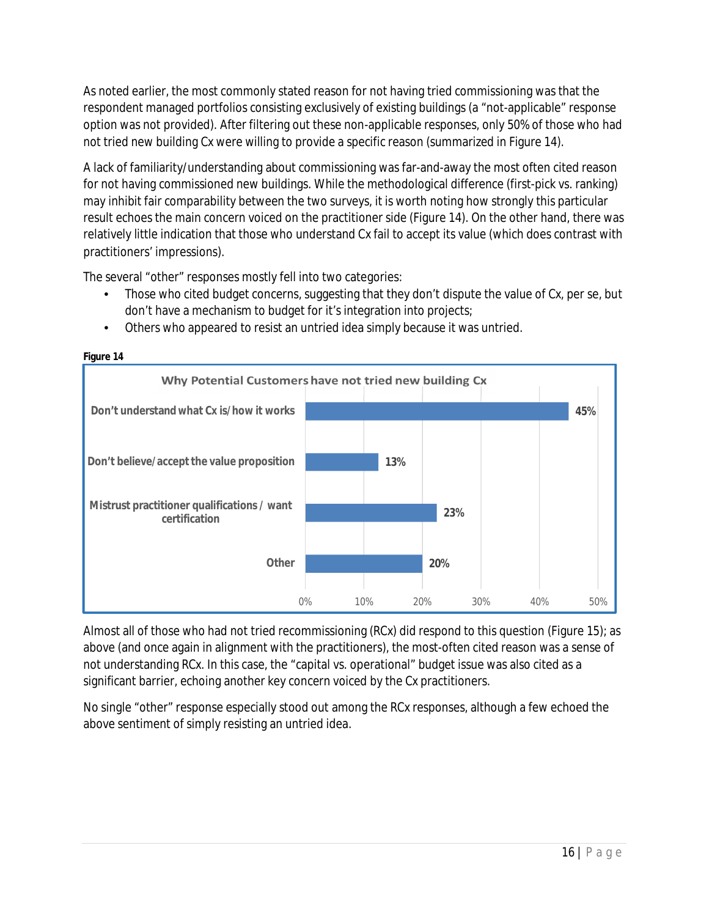As noted earlier, the most commonly stated reason for not having tried commissioning was that the respondent managed portfolios consisting exclusively of existing buildings (a "not-applicable" response option was not provided). After filtering out these non-applicable responses, only 50% of those who had not tried new building Cx were willing to provide a specific reason (summarized in Figure 14).

A lack of familiarity/understanding about commissioning was far-and-away the most often cited reason for not having commissioned new buildings. While the methodological difference (first-pick vs. ranking) may inhibit fair comparability between the two surveys, it is worth noting how strongly this particular result echoes the main concern voiced on the practitioner side (Figure 14). On the other hand, there was relatively little indication that those who understand Cx fail to accept its value (which does contrast with practitioners' impressions).

The several "other" responses mostly fell into two categories:

- Those who cited budget concerns, suggesting that they don't dispute the value of Cx, per se, but don't have a mechanism to budget for it's integration into projects;
- Others who appeared to resist an untried idea simply because it was untried.

**Figure 14**

Why Potential Customers have not tried new building Cx

| Reason | Percentage |
| --- | --- |
| Don't understand what Cx is/how it works | 45% |
| Don't believe/accept the value proposition | 13% |
| Mistrust practitioner qualifications / want certification | 23% |
| Other | 20% |

Almost all of those who had not tried recommissioning (RCx) did respond to this question (Figure 15); as above (and once again in alignment with the practitioners), the most-often cited reason was a sense of not understanding RCx. In this case, the "capital vs. operational" budget issue was also cited as a significant barrier, echoing another key concern voiced by the Cx practitioners.

No single "other" response especially stood out among the RCx responses, although a few echoed the above sentiment of simply resisting an untried idea.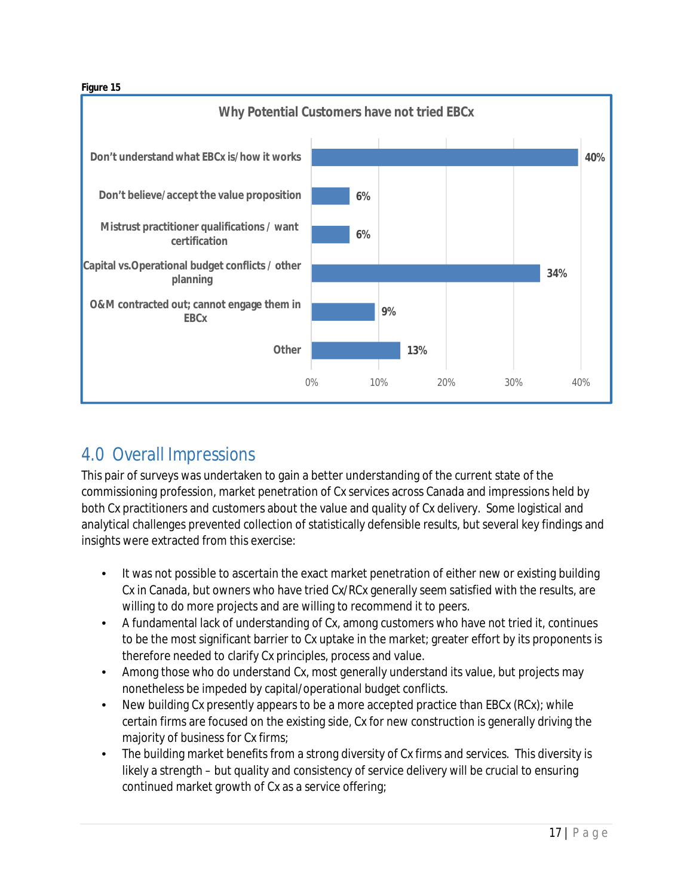**Figure 15**

**Why Potential Customers have not tried EBCx**

| Reason | Percentage |
|---|---|
| Don't understand what EBCx is/how it works | 40% |
| Don't believe/accept the value proposition | 6% |
| Mistrust practitioner qualifications / want certification | 6% |
| Capital vs.Operational budget conflicts / other planning | 34% |
| O&M contracted out; cannot engage them in EBCx | 9% |
| Other | 13% |

## 4.0 Overall Impressions

This pair of surveys was undertaken to gain a better understanding of the current state of the commissioning profession, market penetration of Cx services across Canada and impressions held by both Cx practitioners and customers about the value and quality of Cx delivery. Some logistical and analytical challenges prevented collection of statistically defensible results, but several key findings and insights were extracted from this exercise:

- It was not possible to ascertain the exact market penetration of either new or existing building Cx in Canada, but owners who have tried Cx/RCx generally seem satisfied with the results, are willing to do more projects and are willing to recommend it to peers.
- A fundamental lack of understanding of Cx, among customers who have not tried it, continues to be the most significant barrier to Cx uptake in the market; greater effort by its proponents is therefore needed to clarify Cx principles, process and value.
- Among those who do understand Cx, most generally understand its value, but projects may nonetheless be impeded by capital/operational budget conflicts.
- New building Cx presently appears to be a more accepted practice than EBCx (RCx); while certain firms are focused on the existing side, Cx for new construction is generally driving the majority of business for Cx firms;
- The building market benefits from a strong diversity of Cx firms and services. This diversity is likely a strength – but quality and consistency of service delivery will be crucial to ensuring continued market growth of Cx as a service offering;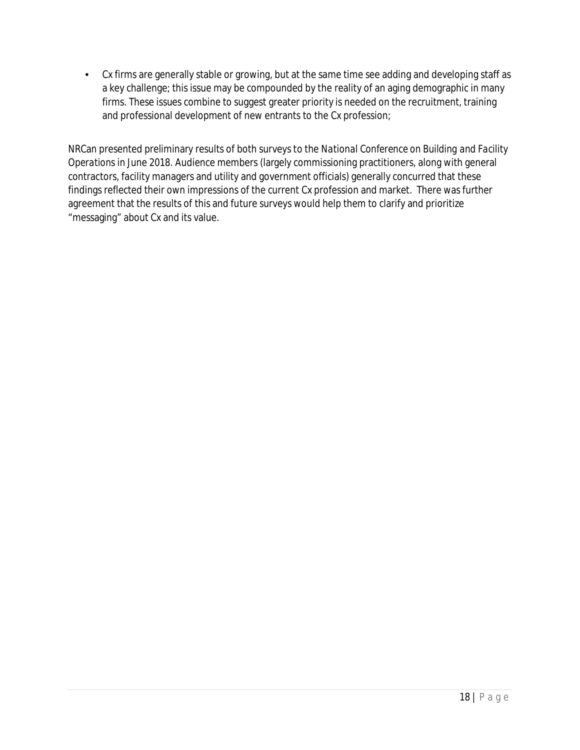- Cx firms are generally stable or growing, but at the same time see adding and developing staff as a key challenge; this issue may be compounded by the reality of an aging demographic in many firms. These issues combine to suggest greater priority is needed on the recruitment, training and professional development of new entrants to the Cx profession;

NRCan presented preliminary results of both surveys to the *National Conference on Building and Facility Operations* in June 2018. Audience members (largely commissioning practitioners, along with general contractors, facility managers and utility and government officials) generally concurred that these findings reflected their own impressions of the current Cx profession and market. There was further agreement that the results of this and future surveys would help them to clarify and prioritize "messaging" about Cx and its value.